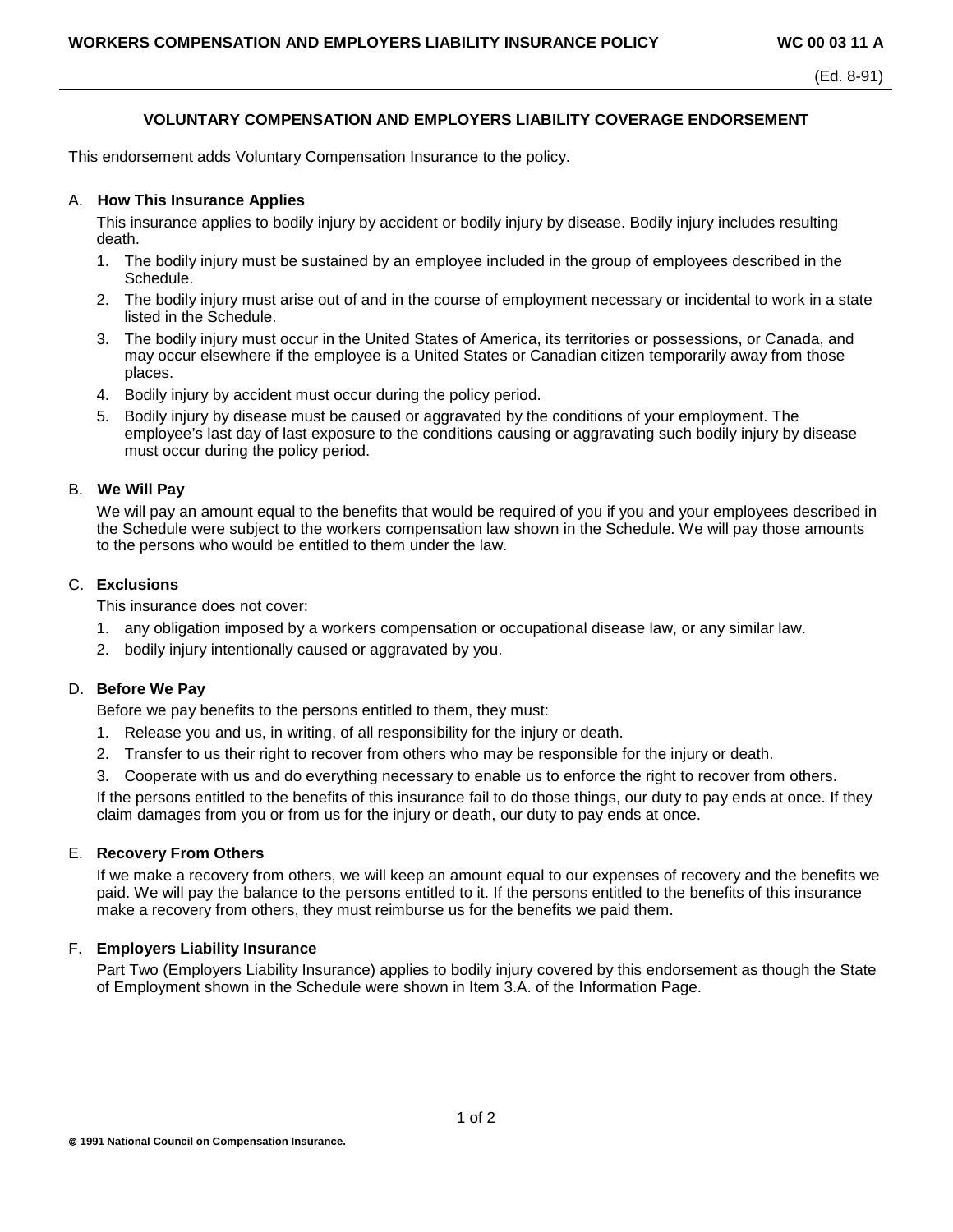# VOLUNTARY COMPENSATION AND EMPLOYERS LIABILITY COVERAGE ENDORSEMENT

This endorsement adds Voluntary Compensation Insurance to the policy.

## A. How This Insurance Applies

This insurance applies to bodily injury by accident or bodily injury by disease. Bodily injury includes resulting death.

1. The bodily injury must be sustained by an employee included in the group of employees described in the Schedule.
2. The bodily injury must arise out of and in the course of employment necessary or incidental to work in a state listed in the Schedule.
3. The bodily injury must occur in the United States of America, its territories or possessions, or Canada, and may occur elsewhere if the employee is a United States or Canadian citizen temporarily away from those places.
4. Bodily injury by accident must occur during the policy period.
5. Bodily injury by disease must be caused or aggravated by the conditions of your employment. The employee's last day of last exposure to the conditions causing or aggravating such bodily injury by disease must occur during the policy period.

## B. We Will Pay

We will pay an amount equal to the benefits that would be required of you if you and your employees described in the Schedule were subject to the workers compensation law shown in the Schedule. We will pay those amounts to the persons who would be entitled to them under the law.

## C. Exclusions

This insurance does not cover:

1. any obligation imposed by a workers compensation or occupational disease law, or any similar law.
2. bodily injury intentionally caused or aggravated by you.

## D. Before We Pay

Before we pay benefits to the persons entitled to them, they must:

1. Release you and us, in writing, of all responsibility for the injury or death.
2. Transfer to us their right to recover from others who may be responsible for the injury or death.
3. Cooperate with us and do everything necessary to enable us to enforce the right to recover from others.

If the persons entitled to the benefits of this insurance fail to do those things, our duty to pay ends at once. If they claim damages from you or from us for the injury or death, our duty to pay ends at once.

## E. Recovery From Others

If we make a recovery from others, we will keep an amount equal to our expenses of recovery and the benefits we paid. We will pay the balance to the persons entitled to it. If the persons entitled to the benefits of this insurance make a recovery from others, they must reimburse us for the benefits we paid them.

## F. Employers Liability Insurance

Part Two (Employers Liability Insurance) applies to bodily injury covered by this endorsement as though the State of Employment shown in the Schedule were shown in Item 3.A. of the Information Page.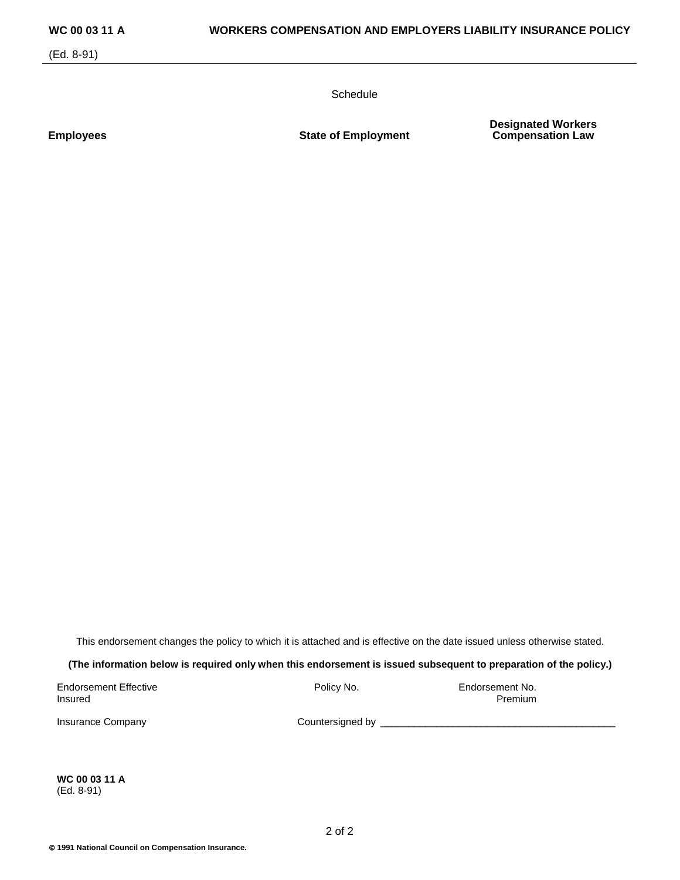Schedule

| Employees | State of Employment | Designated Workers Compensation Law |
|---|---|---|

This endorsement changes the policy to which it is attached and is effective on the date issued unless otherwise stated.

**(The information below is required only when this endorsement is issued subsequent to preparation of the policy.)**

Endorsement Effective Policy No. Endorsement No.
Insured Premium

Insurance Company Countersigned by ___________________________________________

**WC 00 03 11 A**
(Ed. 8-91)

© **1991 National Council on Compensation Insurance.**